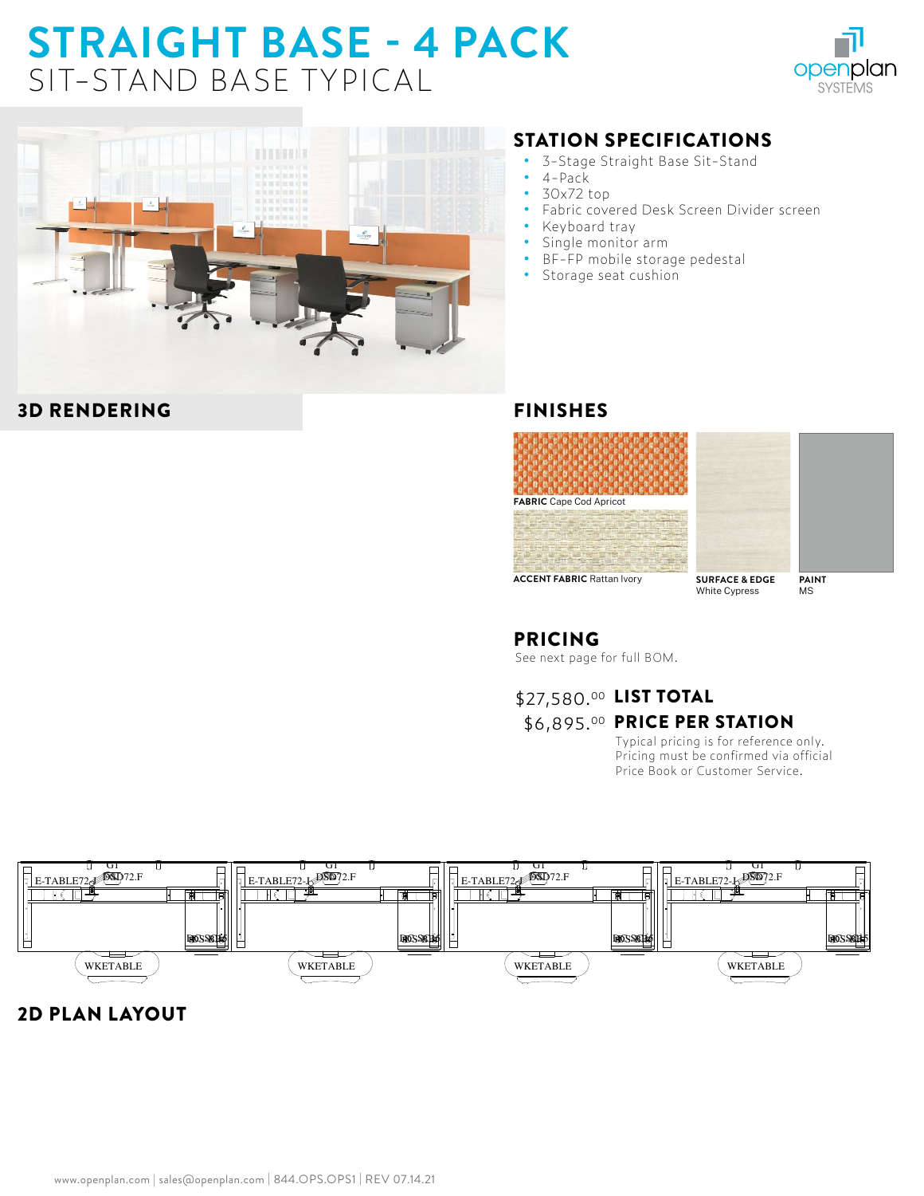# STRAIGHT BASE - 4 PACK

## SIT-STAND BASE TYPICAL

### 3D RENDERING

### STATION SPECIFICATIONS

- 3-Stage Straight Base Sit-Stand
- 4-Pack
- 30x72 top
- Fabric covered Desk Screen Divider screen
- Keyboard tray
- Single monitor arm
- BF-FP mobile storage pedestal
- Storage seat cushion

### FINISHES

**FABRIC** Cape Cod Apricot

**ACCENT FABRIC** Rattan Ivory

**SURFACE & EDGE** White Cypress

**PAINT** MS

### PRICING

See next page for full BOM.

$27,580.00 **LIST TOTAL**

$6,895.00 **PRICE PER STATION**

Typical pricing is for reference only. Pricing must be confirmed via official Price Book or Customer Service.

E-TABLE72-J DSD72.F WKETABLE

### 2D PLAN LAYOUT

www.openplan.com | sales@openplan.com | 844.OPS.OPS1 | REV 07.14.21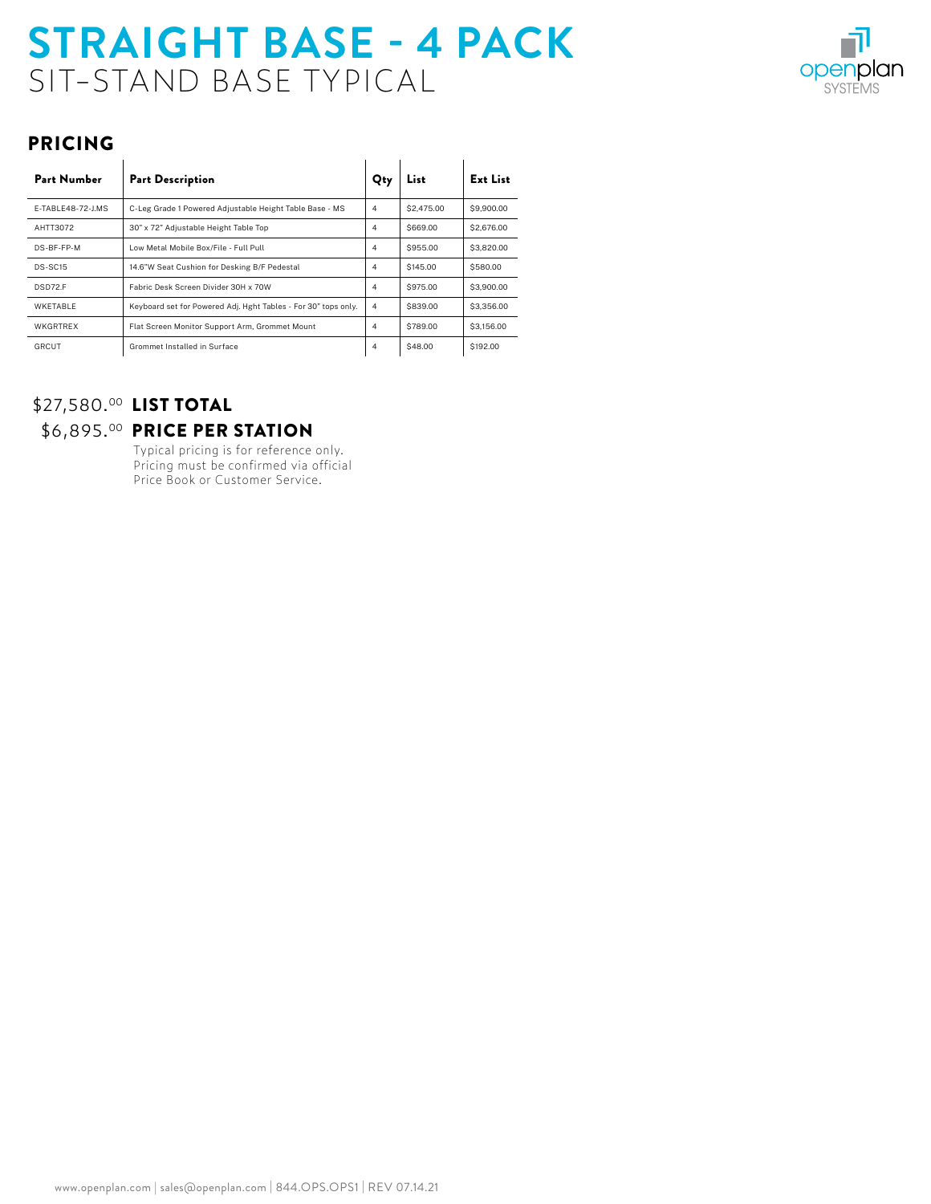# STRAIGHT BASE - 4 PACK
SIT-STAND BASE TYPICAL

## PRICING

| Part Number | Part Description | Qty | List | Ext List |
|---|---|---|---|---|
| E-TABLE48-72-J.MS | C-Leg Grade 1 Powered Adjustable Height Table Base - MS | 4 | $2,475.00 | $9,900.00 |
| AHTT3072 | 30" x 72" Adjustable Height Table Top | 4 | $669.00 | $2,676.00 |
| DS-BF-FP-M | Low Metal Mobile Box/File - Full Pull | 4 | $955.00 | $3,820.00 |
| DS-SC15 | 14.6"W Seat Cushion for Desking B/F Pedestal | 4 | $145.00 | $580.00 |
| DSD72.F | Fabric Desk Screen Divider 30H x 70W | 4 | $975.00 | $3,900.00 |
| WKETABLE | Keyboard set for Powered Adj. Hght Tables - For 30" tops only. | 4 | $839.00 | $3,356.00 |
| WKGRTREX | Flat Screen Monitor Support Arm, Grommet Mount | 4 | $789.00 | $3,156.00 |
| GRCUT | Grommet Installed in Surface | 4 | $48.00 | $192.00 |

$27,580.00 **LIST TOTAL**

$6,895.00 **PRICE PER STATION**

Typical pricing is for reference only. Pricing must be confirmed via official Price Book or Customer Service.

www.openplan.com | sales@openplan.com | 844.OPS.OPS1 | REV 07.14.21